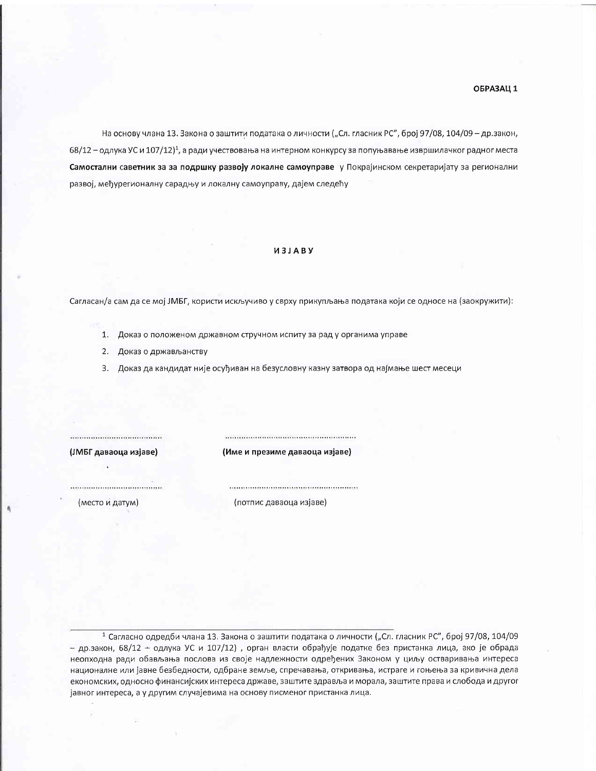**ОБРАЗАЦ 1**

На основу члана 13. Закона о заштити података о личности („Сл. гласник РС", број 97/08, 104/09 – др.закон, 68/12 – одлука УС и 107/12)[1], а ради учествовања на интерном конкурсу за попуњавање извршилачког радног места **Самостални саветник за за подршку развоју локалне самоуправе** у Покрајинском секретаријату за регионални развој, међурегионалну сарадњу и локалну самоуправу, дајем следећу

**И З Ј А В У**

Сагласан/а сам да се мој ЈМБГ, користи искључиво у сврху прикупљања података који се односе на (заокружити):

1. Доказ о положеном државном стручном испиту за рад у органима управе
2. Доказ о држављанству
3. Доказ да кандидат није осуђиван на безусловну казну затвора од најмање шест месеци

| ........................................ | ........................................................ |
|---|---|
| **(ЈМБГ даваоца изјаве)** | **(Име и презиме даваоца изјаве)** |
| ........................................ | ........................................................ |
| (место и датум) | (потпис даваоца изјаве) |

---

[1] Сагласно одредби члана 13. Закона о заштити података о личности („Сл. гласник РС", број 97/08, 104/09 – др.закон, 68/12 – одлука УС и 107/12) , орган власти обрађује податке без пристанка лица, ако је обрада неопходна ради обављања послова из своје надлежности одређених Законом у циљу остваривања интереса националне или јавне безбедности, одбране земље, спречавања, откривања, истраге и гоњења за кривична дела економских, односно финансијских интереса државе, заштите здравља и морала, заштите права и слобода и другог јавног интереса, а у другим случајевима на основу писменог пристанка лица.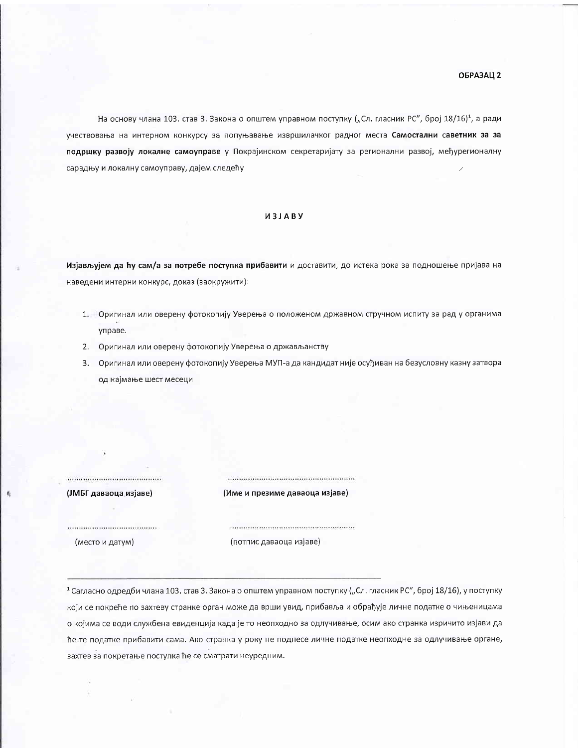**ОБРАЗАЦ 2**

На основу члана 103. став 3. Закона о општем управном поступку („Сл. гласник РС", број 18/16)[1], а ради учествовања на интерном конкурсу за попуњавање извршилачког радног места **Самостални саветник за за подршку развоју локалне самоуправе** у Покрајинском секретаријату за регионални развој, међурегионалну сарадњу и локалну самоуправу, дајем следећу

**И З Ј А В У**

**Изјављујем да ћу сам/а за потребе поступка прибавити** и доставити, до истека рока за подношење пријава на наведени интерни конкурс, доказ (заокружити):

1. Оригинал или оверену фотокопију Уверења о положеном државном стручном испиту за рад у органима управе.
2. Оригинал или оверену фотокопију Уверења о држављанству
3. Оригинал или оверену фотокопију Уверења МУП-а да кандидат није осуђиван на безусловну казну затвора од најмање шест месеци

.......................................
**(ЈМБГ даваоца изјаве)**

.......................................................
**(Име и презиме даваоца изјаве)**

.......................................
(место и датум)

.......................................................
(потпис даваоца изјаве)

---

[1] Сагласно одредби члана 103. став 3. Закона о општем управном поступку („Сл. гласник РС", број 18/16), у поступку који се покреће по захтеву странке орган може да врши увид, прибавља и обрађује личне податке о чињеницама о којима се води службена евиденција када је то неопходно за одлучивање, осим ако странка изричито изјави да ће те податке прибавити сама. Ако странка у року не поднесе личне податке неопходне за одлучивање органе, захтев за покретање поступка ће се сматрати неуредним.